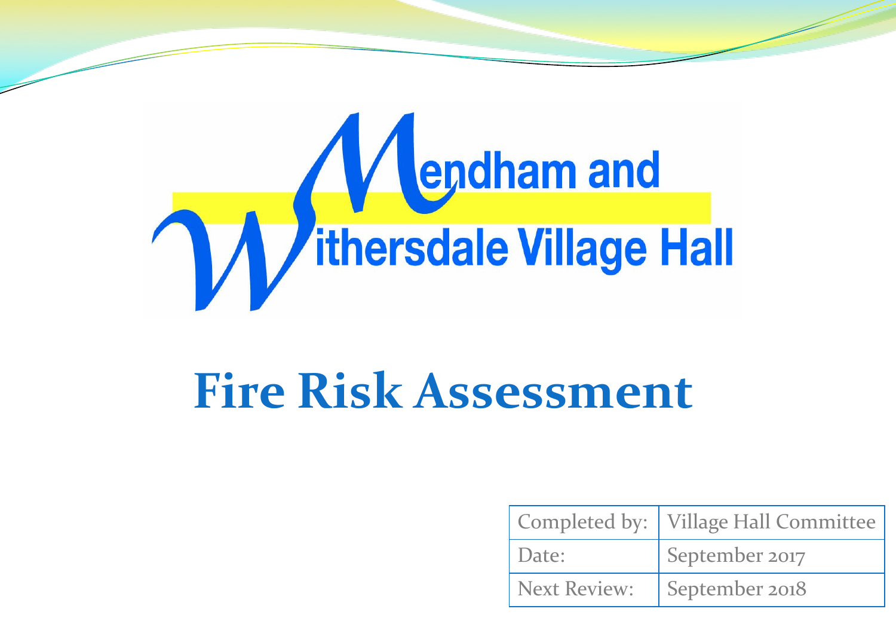Mendham and Withersdale Village Hall

# Fire Risk Assessment

| Completed by: | Village Hall Committee |
|---|---|
| Date: | September 2017 |
| Next Review: | September 2018 |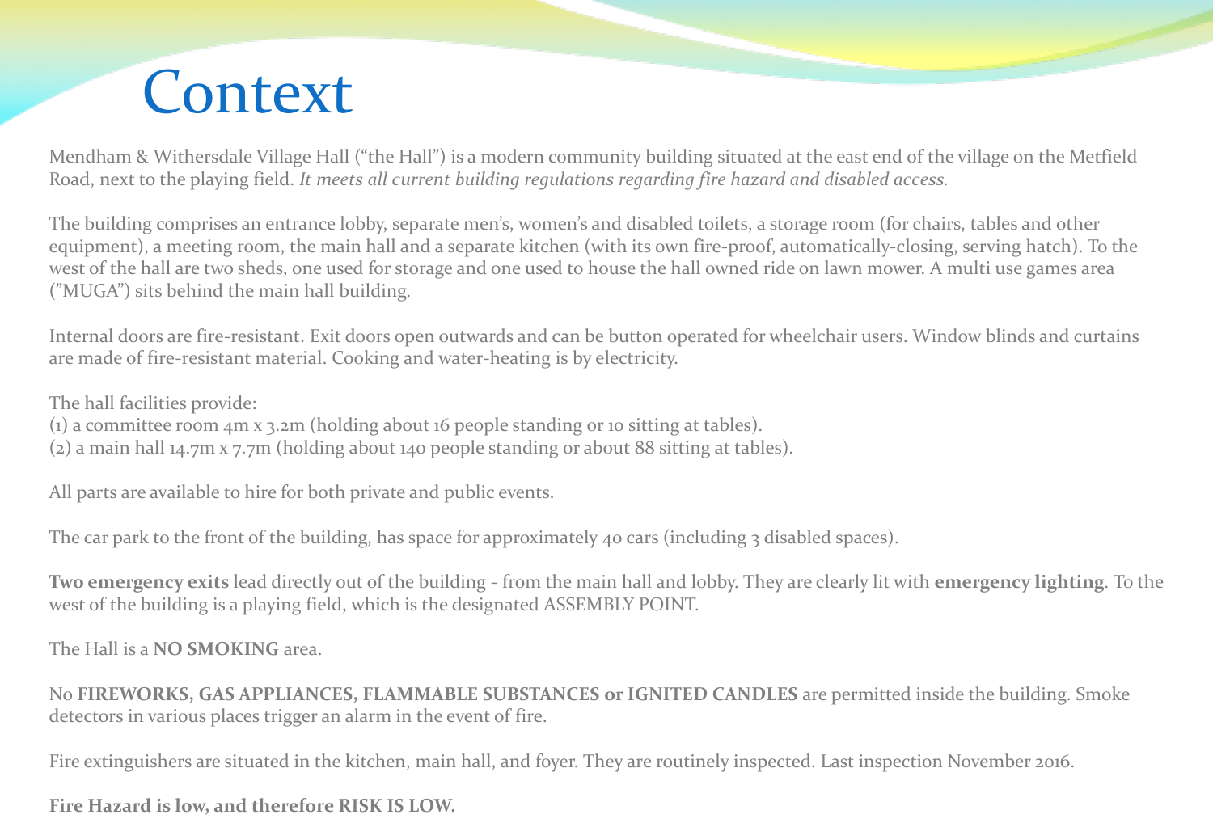# Context

Mendham & Withersdale Village Hall ("the Hall") is a modern community building situated at the east end of the village on the Metfield Road, next to the playing field. *It meets all current building regulations regarding fire hazard and disabled access.*

The building comprises an entrance lobby, separate men's, women's and disabled toilets, a storage room (for chairs, tables and other equipment), a meeting room, the main hall and a separate kitchen (with its own fire-proof, automatically-closing, serving hatch). To the west of the hall are two sheds, one used for storage and one used to house the hall owned ride on lawn mower. A multi use games area ("MUGA") sits behind the main hall building.

Internal doors are fire-resistant. Exit doors open outwards and can be button operated for wheelchair users. Window blinds and curtains are made of fire-resistant material. Cooking and water-heating is by electricity.

The hall facilities provide:
(1) a committee room 4m x 3.2m (holding about 16 people standing or 10 sitting at tables).
(2) a main hall 14.7m x 7.7m (holding about 140 people standing or about 88 sitting at tables).

All parts are available to hire for both private and public events.

The car park to the front of the building, has space for approximately 40 cars (including 3 disabled spaces).

**Two emergency exits** lead directly out of the building - from the main hall and lobby. They are clearly lit with **emergency lighting**. To the west of the building is a playing field, which is the designated ASSEMBLY POINT.

The Hall is a **NO SMOKING** area.

No **FIREWORKS, GAS APPLIANCES, FLAMMABLE SUBSTANCES or IGNITED CANDLES** are permitted inside the building. Smoke detectors in various places trigger an alarm in the event of fire.

Fire extinguishers are situated in the kitchen, main hall, and foyer. They are routinely inspected. Last inspection November 2016.

**Fire Hazard is low, and therefore RISK IS LOW.**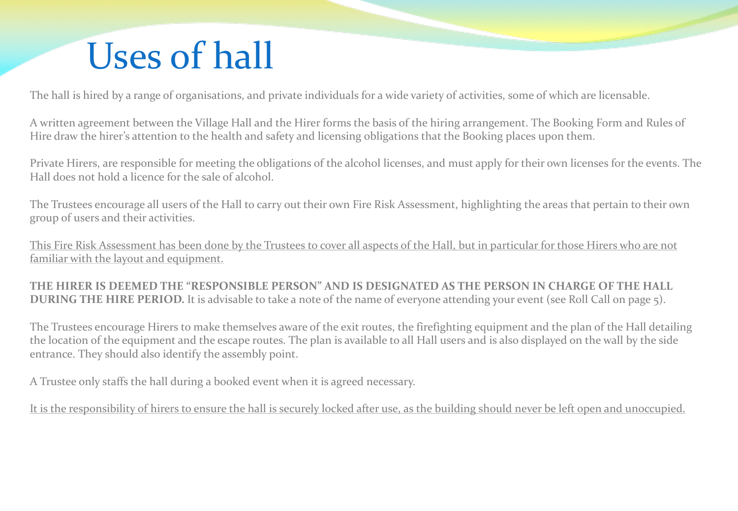# Uses of hall

The hall is hired by a range of organisations, and private individuals for a wide variety of activities, some of which are licensable.

A written agreement between the Village Hall and the Hirer forms the basis of the hiring arrangement. The Booking Form and Rules of Hire draw the hirer's attention to the health and safety and licensing obligations that the Booking places upon them.

Private Hirers, are responsible for meeting the obligations of the alcohol licenses, and must apply for their own licenses for the events. The Hall does not hold a licence for the sale of alcohol.

The Trustees encourage all users of the Hall to carry out their own Fire Risk Assessment, highlighting the areas that pertain to their own group of users and their activities.

<u>This Fire Risk Assessment has been done by the Trustees to cover all aspects of the Hall, but in particular for those Hirers who are not familiar with the layout and equipment.</u>

**THE HIRER IS DEEMED THE "RESPONSIBLE PERSON" AND IS DESIGNATED AS THE PERSON IN CHARGE OF THE HALL DURING THE HIRE PERIOD.** It is advisable to take a note of the name of everyone attending your event (see Roll Call on page 5).

The Trustees encourage Hirers to make themselves aware of the exit routes, the firefighting equipment and the plan of the Hall detailing the location of the equipment and the escape routes. The plan is available to all Hall users and is also displayed on the wall by the side entrance. They should also identify the assembly point.

A Trustee only staffs the hall during a booked event when it is agreed necessary.

<u>It is the responsibility of hirers to ensure the hall is securely locked after use, as the building should never be left open and unoccupied.</u>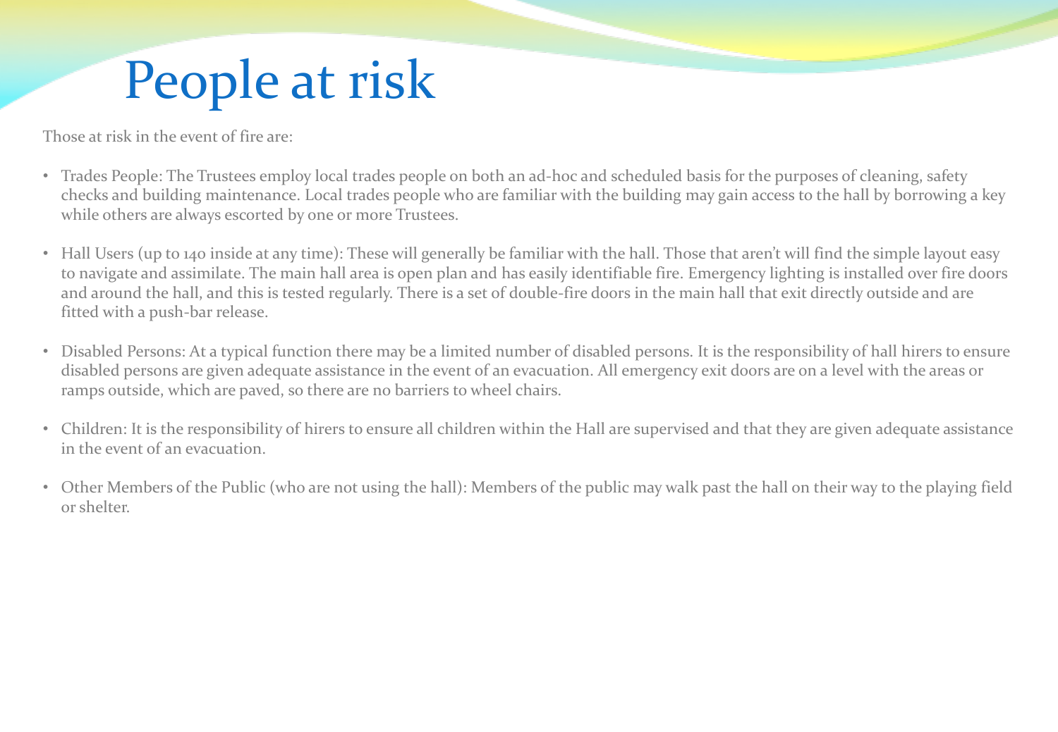# People at risk

Those at risk in the event of fire are:

- Trades People: The Trustees employ local trades people on both an ad-hoc and scheduled basis for the purposes of cleaning, safety checks and building maintenance. Local trades people who are familiar with the building may gain access to the hall by borrowing a key while others are always escorted by one or more Trustees.

- Hall Users (up to 140 inside at any time): These will generally be familiar with the hall. Those that aren't will find the simple layout easy to navigate and assimilate. The main hall area is open plan and has easily identifiable fire. Emergency lighting is installed over fire doors and around the hall, and this is tested regularly. There is a set of double-fire doors in the main hall that exit directly outside and are fitted with a push-bar release.

- Disabled Persons: At a typical function there may be a limited number of disabled persons. It is the responsibility of hall hirers to ensure disabled persons are given adequate assistance in the event of an evacuation. All emergency exit doors are on a level with the areas or ramps outside, which are paved, so there are no barriers to wheel chairs.

- Children: It is the responsibility of hirers to ensure all children within the Hall are supervised and that they are given adequate assistance in the event of an evacuation.

- Other Members of the Public (who are not using the hall): Members of the public may walk past the hall on their way to the playing field or shelter.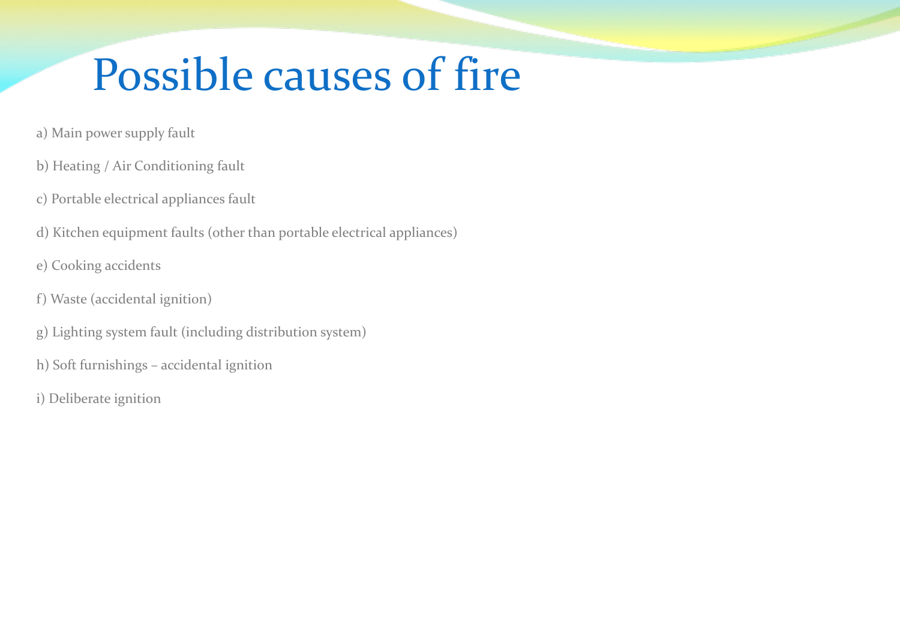# Possible causes of fire

a) Main power supply fault

b) Heating / Air Conditioning fault

c) Portable electrical appliances fault

d) Kitchen equipment faults (other than portable electrical appliances)

e) Cooking accidents

f) Waste (accidental ignition)

g) Lighting system fault (including distribution system)

h) Soft furnishings – accidental ignition

i) Deliberate ignition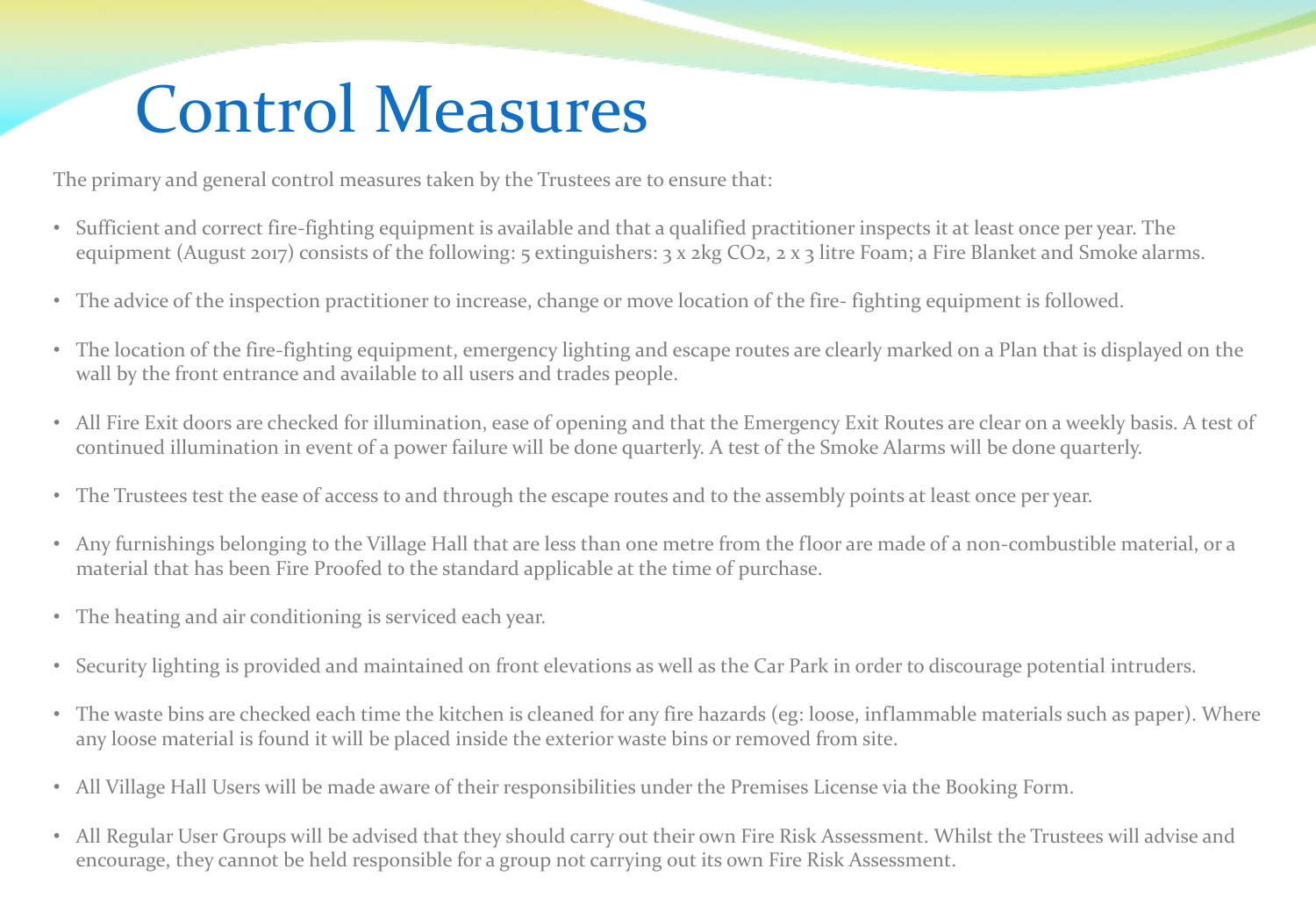# Control Measures

The primary and general control measures taken by the Trustees are to ensure that:

- Sufficient and correct fire-fighting equipment is available and that a qualified practitioner inspects it at least once per year. The equipment (August 2017) consists of the following: 5 extinguishers: 3 x 2kg $CO_2$, 2 x 3 litre Foam; a Fire Blanket and Smoke alarms.
- The advice of the inspection practitioner to increase, change or move location of the fire- fighting equipment is followed.
- The location of the fire-fighting equipment, emergency lighting and escape routes are clearly marked on a Plan that is displayed on the wall by the front entrance and available to all users and trades people.
- All Fire Exit doors are checked for illumination, ease of opening and that the Emergency Exit Routes are clear on a weekly basis. A test of continued illumination in event of a power failure will be done quarterly. A test of the Smoke Alarms will be done quarterly.
- The Trustees test the ease of access to and through the escape routes and to the assembly points at least once per year.
- Any furnishings belonging to the Village Hall that are less than one metre from the floor are made of a non-combustible material, or a material that has been Fire Proofed to the standard applicable at the time of purchase.
- The heating and air conditioning is serviced each year.
- Security lighting is provided and maintained on front elevations as well as the Car Park in order to discourage potential intruders.
- The waste bins are checked each time the kitchen is cleaned for any fire hazards (eg: loose, inflammable materials such as paper). Where any loose material is found it will be placed inside the exterior waste bins or removed from site.
- All Village Hall Users will be made aware of their responsibilities under the Premises License via the Booking Form.
- All Regular User Groups will be advised that they should carry out their own Fire Risk Assessment. Whilst the Trustees will advise and encourage, they cannot be held responsible for a group not carrying out its own Fire Risk Assessment.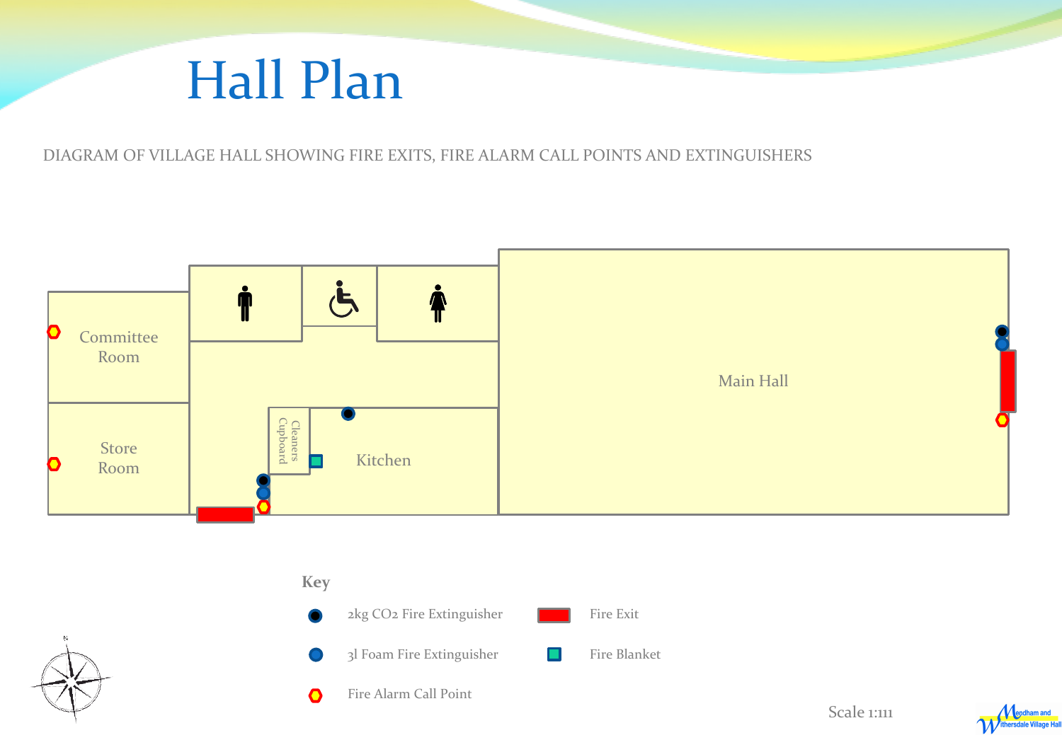# Hall Plan

DIAGRAM OF VILLAGE HALL SHOWING FIRE EXITS, FIRE ALARM CALL POINTS AND EXTINGUISHERS

Committee Room

Store Room

Cleaners Cupboard

Kitchen

Main Hall

**Key**

- 2kg $CO_2$ Fire Extinguisher
- 3l Foam Fire Extinguisher
- Fire Alarm Call Point
- Fire Exit
- Fire Blanket

Scale 1:111

Mendham and Withersdale Village Hall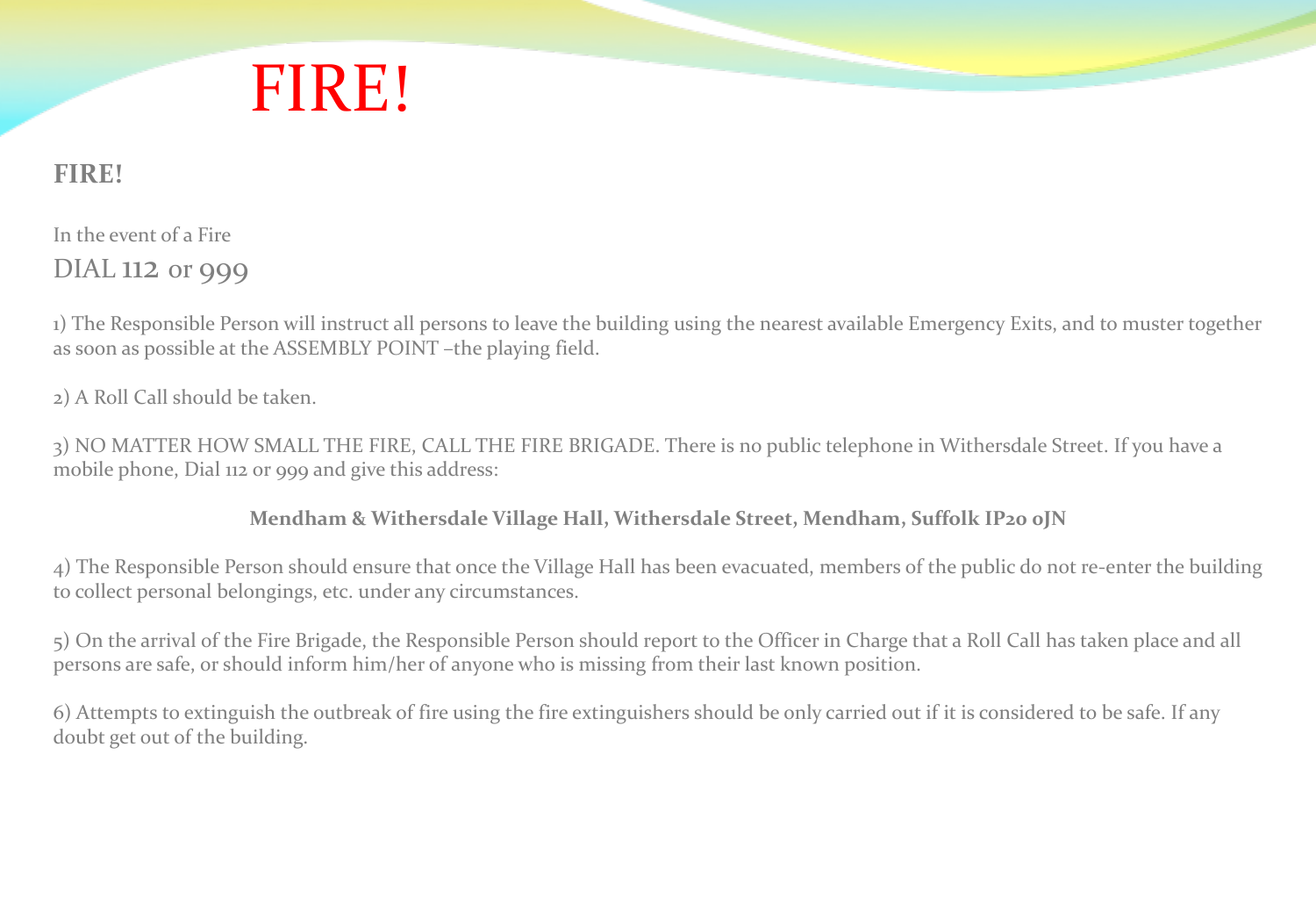# FIRE!

**FIRE!**

In the event of a Fire

DIAL 112 or 999

1) The Responsible Person will instruct all persons to leave the building using the nearest available Emergency Exits, and to muster together as soon as possible at the ASSEMBLY POINT –the playing field.

2) A Roll Call should be taken.

3) NO MATTER HOW SMALL THE FIRE, CALL THE FIRE BRIGADE. There is no public telephone in Withersdale Street. If you have a mobile phone, Dial 112 or 999 and give this address:

**Mendham & Withersdale Village Hall, Withersdale Street, Mendham, Suffolk IP20 0JN**

4) The Responsible Person should ensure that once the Village Hall has been evacuated, members of the public do not re-enter the building to collect personal belongings, etc. under any circumstances.

5) On the arrival of the Fire Brigade, the Responsible Person should report to the Officer in Charge that a Roll Call has taken place and all persons are safe, or should inform him/her of anyone who is missing from their last known position.

6) Attempts to extinguish the outbreak of fire using the fire extinguishers should be only carried out if it is considered to be safe. If any doubt get out of the building.